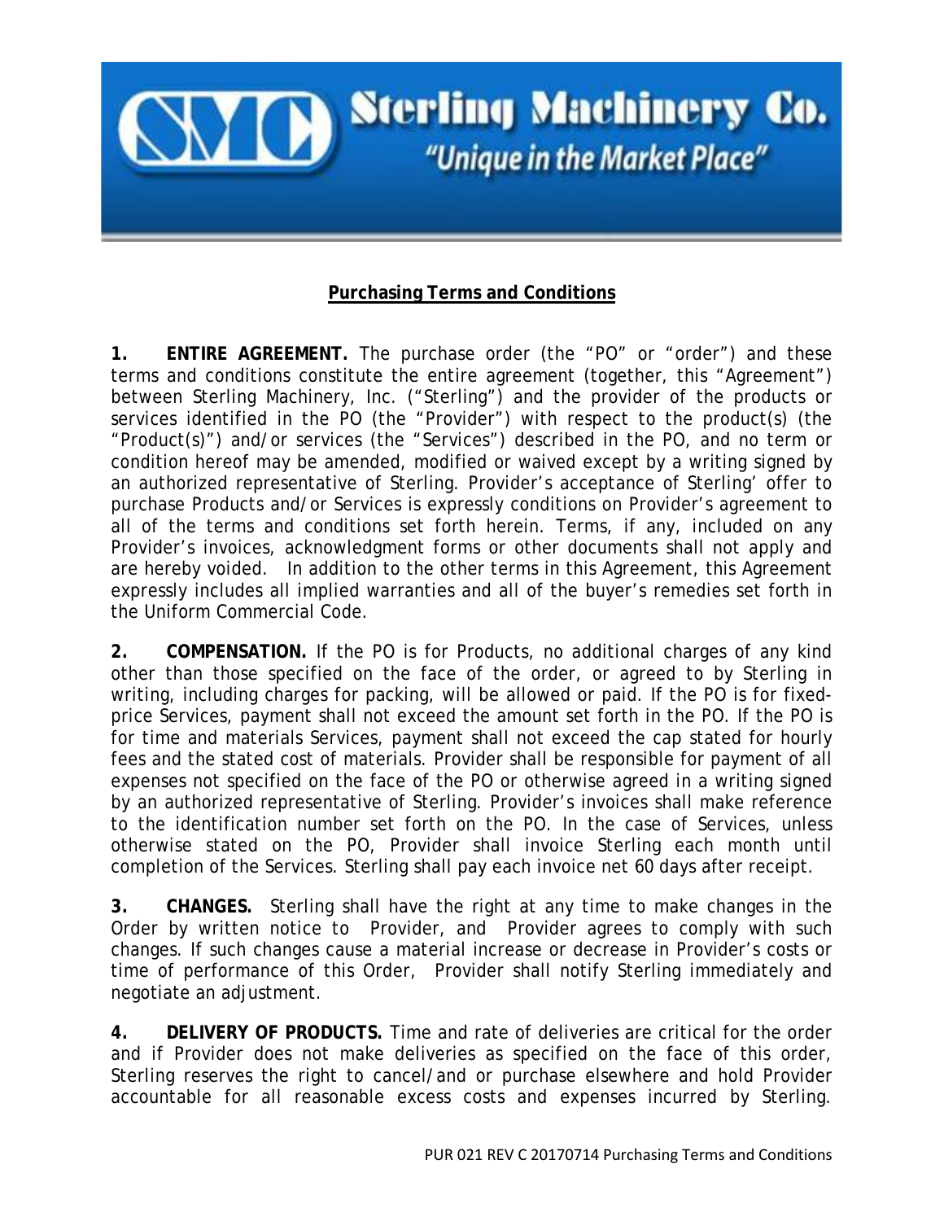Sterling Machinery Co.

*"Unique in the Market Place"*

## Purchasing Terms and Conditions

**1. ENTIRE AGREEMENT.** The purchase order (the "PO" or "order") and these terms and conditions constitute the entire agreement (together, this "Agreement") between Sterling Machinery, Inc. ("Sterling") and the provider of the products or services identified in the PO (the "Provider") with respect to the product(s) (the "Product(s)") and/or services (the "Services") described in the PO, and no term or condition hereof may be amended, modified or waived except by a writing signed by an authorized representative of Sterling. Provider's acceptance of Sterling' offer to purchase Products and/or Services is expressly conditions on Provider's agreement to all of the terms and conditions set forth herein. Terms, if any, included on any Provider's invoices, acknowledgment forms or other documents shall not apply and are hereby voided. In addition to the other terms in this Agreement, this Agreement expressly includes all implied warranties and all of the buyer's remedies set forth in the Uniform Commercial Code.

**2. COMPENSATION.** If the PO is for Products, no additional charges of any kind other than those specified on the face of the order, or agreed to by Sterling in writing, including charges for packing, will be allowed or paid. If the PO is for fixed-price Services, payment shall not exceed the amount set forth in the PO. If the PO is for time and materials Services, payment shall not exceed the cap stated for hourly fees and the stated cost of materials. Provider shall be responsible for payment of all expenses not specified on the face of the PO or otherwise agreed in a writing signed by an authorized representative of Sterling. Provider's invoices shall make reference to the identification number set forth on the PO. In the case of Services, unless otherwise stated on the PO, Provider shall invoice Sterling each month until completion of the Services. Sterling shall pay each invoice net 60 days after receipt.

**3. CHANGES.** Sterling shall have the right at any time to make changes in the Order by written notice to Provider, and Provider agrees to comply with such changes. If such changes cause a material increase or decrease in Provider's costs or time of performance of this Order, Provider shall notify Sterling immediately and negotiate an adjustment.

**4. DELIVERY OF PRODUCTS.** Time and rate of deliveries are critical for the order and if Provider does not make deliveries as specified on the face of this order, Sterling reserves the right to cancel/and or purchase elsewhere and hold Provider accountable for all reasonable excess costs and expenses incurred by Sterling.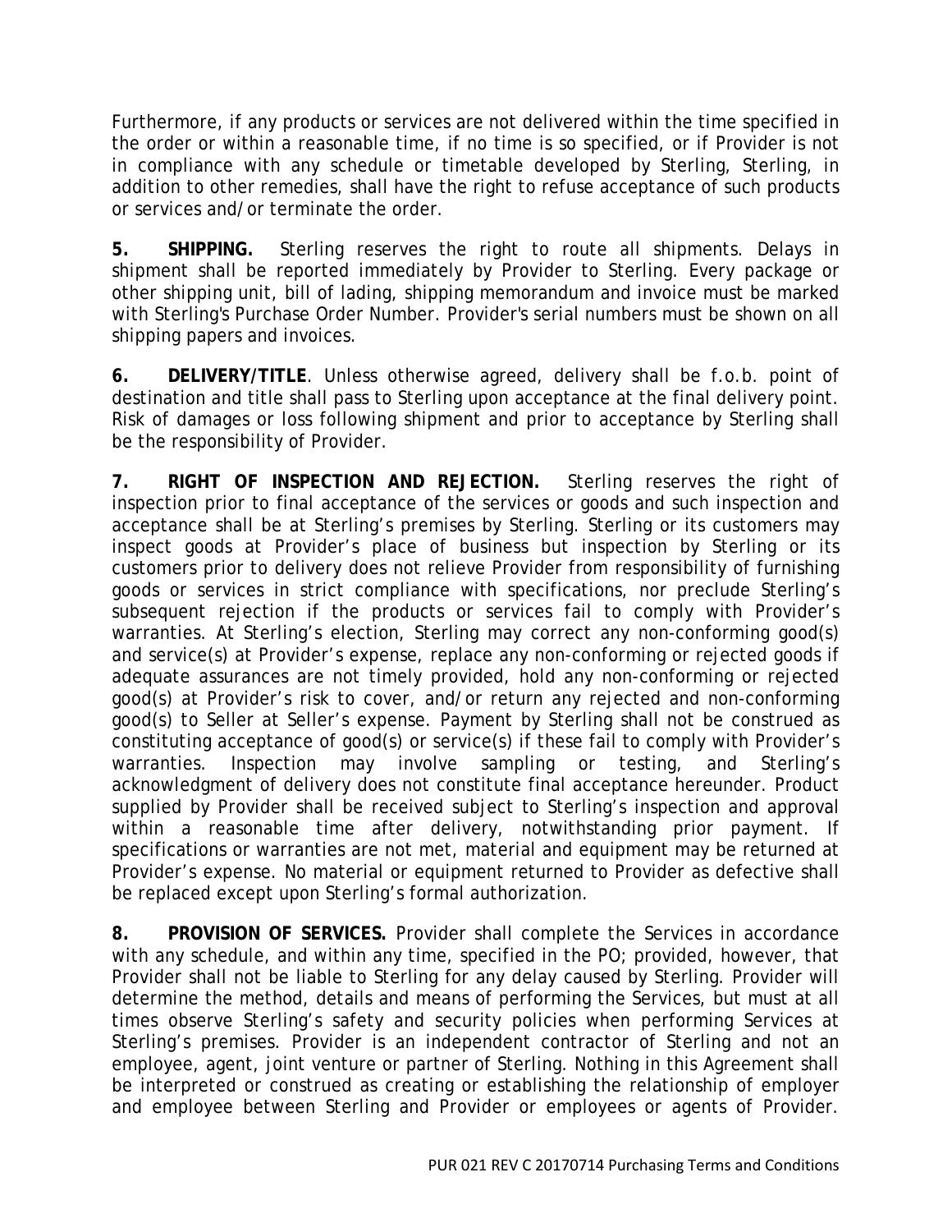Furthermore, if any products or services are not delivered within the time specified in the order or within a reasonable time, if no time is so specified, or if Provider is not in compliance with any schedule or timetable developed by Sterling, Sterling, in addition to other remedies, shall have the right to refuse acceptance of such products or services and/or terminate the order.

**5. SHIPPING.** Sterling reserves the right to route all shipments. Delays in shipment shall be reported immediately by Provider to Sterling. Every package or other shipping unit, bill of lading, shipping memorandum and invoice must be marked with Sterling's Purchase Order Number. Provider's serial numbers must be shown on all shipping papers and invoices.

**6. DELIVERY/TITLE**. Unless otherwise agreed, delivery shall be f.o.b. point of destination and title shall pass to Sterling upon acceptance at the final delivery point. Risk of damages or loss following shipment and prior to acceptance by Sterling shall be the responsibility of Provider.

**7. RIGHT OF INSPECTION AND REJECTION.** Sterling reserves the right of inspection prior to final acceptance of the services or goods and such inspection and acceptance shall be at Sterling's premises by Sterling. Sterling or its customers may inspect goods at Provider's place of business but inspection by Sterling or its customers prior to delivery does not relieve Provider from responsibility of furnishing goods or services in strict compliance with specifications, nor preclude Sterling's subsequent rejection if the products or services fail to comply with Provider's warranties. At Sterling's election, Sterling may correct any non-conforming good(s) and service(s) at Provider's expense, replace any non-conforming or rejected goods if adequate assurances are not timely provided, hold any non-conforming or rejected good(s) at Provider's risk to cover, and/or return any rejected and non-conforming good(s) to Seller at Seller's expense. Payment by Sterling shall not be construed as constituting acceptance of good(s) or service(s) if these fail to comply with Provider's warranties. Inspection may involve sampling or testing, and Sterling's acknowledgment of delivery does not constitute final acceptance hereunder. Product supplied by Provider shall be received subject to Sterling's inspection and approval within a reasonable time after delivery, notwithstanding prior payment. If specifications or warranties are not met, material and equipment may be returned at Provider's expense. No material or equipment returned to Provider as defective shall be replaced except upon Sterling's formal authorization.

**8. PROVISION OF SERVICES.** Provider shall complete the Services in accordance with any schedule, and within any time, specified in the PO; provided, however, that Provider shall not be liable to Sterling for any delay caused by Sterling. Provider will determine the method, details and means of performing the Services, but must at all times observe Sterling's safety and security policies when performing Services at Sterling's premises. Provider is an independent contractor of Sterling and not an employee, agent, joint venture or partner of Sterling. Nothing in this Agreement shall be interpreted or construed as creating or establishing the relationship of employer and employee between Sterling and Provider or employees or agents of Provider.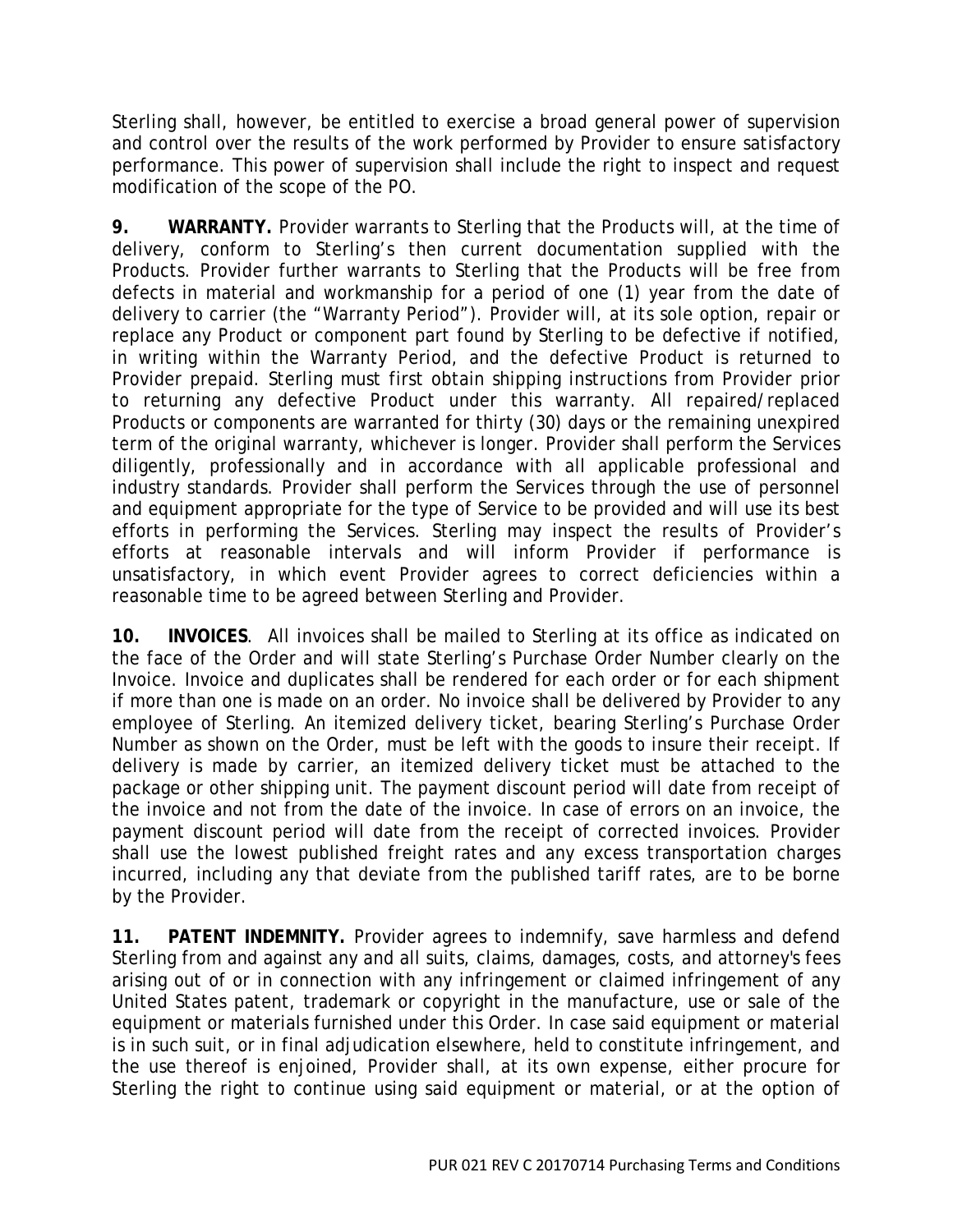Sterling shall, however, be entitled to exercise a broad general power of supervision and control over the results of the work performed by Provider to ensure satisfactory performance. This power of supervision shall include the right to inspect and request modification of the scope of the PO.

**9. WARRANTY.** Provider warrants to Sterling that the Products will, at the time of delivery, conform to Sterling's then current documentation supplied with the Products. Provider further warrants to Sterling that the Products will be free from defects in material and workmanship for a period of one (1) year from the date of delivery to carrier (the "Warranty Period"). Provider will, at its sole option, repair or replace any Product or component part found by Sterling to be defective if notified, in writing within the Warranty Period, and the defective Product is returned to Provider prepaid. Sterling must first obtain shipping instructions from Provider prior to returning any defective Product under this warranty. All repaired/replaced Products or components are warranted for thirty (30) days or the remaining unexpired term of the original warranty, whichever is longer. Provider shall perform the Services diligently, professionally and in accordance with all applicable professional and industry standards. Provider shall perform the Services through the use of personnel and equipment appropriate for the type of Service to be provided and will use its best efforts in performing the Services. Sterling may inspect the results of Provider's efforts at reasonable intervals and will inform Provider if performance is unsatisfactory, in which event Provider agrees to correct deficiencies within a reasonable time to be agreed between Sterling and Provider.

**10. INVOICES**. All invoices shall be mailed to Sterling at its office as indicated on the face of the Order and will state Sterling's Purchase Order Number clearly on the Invoice. Invoice and duplicates shall be rendered for each order or for each shipment if more than one is made on an order. No invoice shall be delivered by Provider to any employee of Sterling. An itemized delivery ticket, bearing Sterling's Purchase Order Number as shown on the Order, must be left with the goods to insure their receipt. If delivery is made by carrier, an itemized delivery ticket must be attached to the package or other shipping unit. The payment discount period will date from receipt of the invoice and not from the date of the invoice. In case of errors on an invoice, the payment discount period will date from the receipt of corrected invoices. Provider shall use the lowest published freight rates and any excess transportation charges incurred, including any that deviate from the published tariff rates, are to be borne by the Provider.

**11. PATENT INDEMNITY.** Provider agrees to indemnify, save harmless and defend Sterling from and against any and all suits, claims, damages, costs, and attorney's fees arising out of or in connection with any infringement or claimed infringement of any United States patent, trademark or copyright in the manufacture, use or sale of the equipment or materials furnished under this Order. In case said equipment or material is in such suit, or in final adjudication elsewhere, held to constitute infringement, and the use thereof is enjoined, Provider shall, at its own expense, either procure for Sterling the right to continue using said equipment or material, or at the option of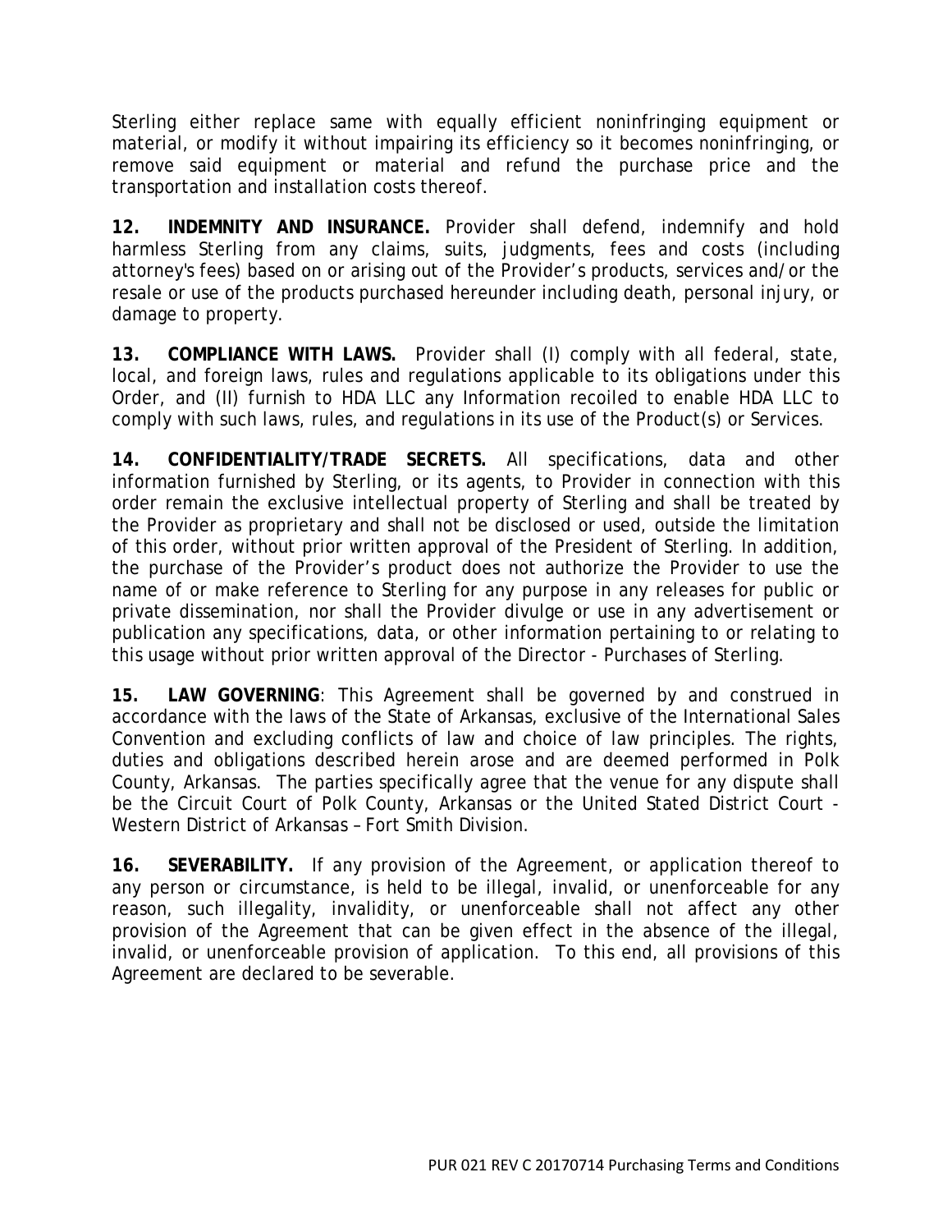Sterling either replace same with equally efficient noninfringing equipment or material, or modify it without impairing its efficiency so it becomes noninfringing, or remove said equipment or material and refund the purchase price and the transportation and installation costs thereof.

**12. INDEMNITY AND INSURANCE.** Provider shall defend, indemnify and hold harmless Sterling from any claims, suits, judgments, fees and costs (including attorney's fees) based on or arising out of the Provider's products, services and/or the resale or use of the products purchased hereunder including death, personal injury, or damage to property.

**13. COMPLIANCE WITH LAWS.** Provider shall (I) comply with all federal, state, local, and foreign laws, rules and regulations applicable to its obligations under this Order, and (II) furnish to HDA LLC any Information recoiled to enable HDA LLC to comply with such laws, rules, and regulations in its use of the Product(s) or Services.

**14. CONFIDENTIALITY/TRADE SECRETS.** All specifications, data and other information furnished by Sterling, or its agents, to Provider in connection with this order remain the exclusive intellectual property of Sterling and shall be treated by the Provider as proprietary and shall not be disclosed or used, outside the limitation of this order, without prior written approval of the President of Sterling. In addition, the purchase of the Provider's product does not authorize the Provider to use the name of or make reference to Sterling for any purpose in any releases for public or private dissemination, nor shall the Provider divulge or use in any advertisement or publication any specifications, data, or other information pertaining to or relating to this usage without prior written approval of the Director - Purchases of Sterling.

**15. LAW GOVERNING**: This Agreement shall be governed by and construed in accordance with the laws of the State of Arkansas, exclusive of the International Sales Convention and excluding conflicts of law and choice of law principles. The rights, duties and obligations described herein arose and are deemed performed in Polk County, Arkansas. The parties specifically agree that the venue for any dispute shall be the Circuit Court of Polk County, Arkansas or the United Stated District Court - Western District of Arkansas – Fort Smith Division.

**16. SEVERABILITY.** If any provision of the Agreement, or application thereof to any person or circumstance, is held to be illegal, invalid, or unenforceable for any reason, such illegality, invalidity, or unenforceable shall not affect any other provision of the Agreement that can be given effect in the absence of the illegal, invalid, or unenforceable provision of application. To this end, all provisions of this Agreement are declared to be severable.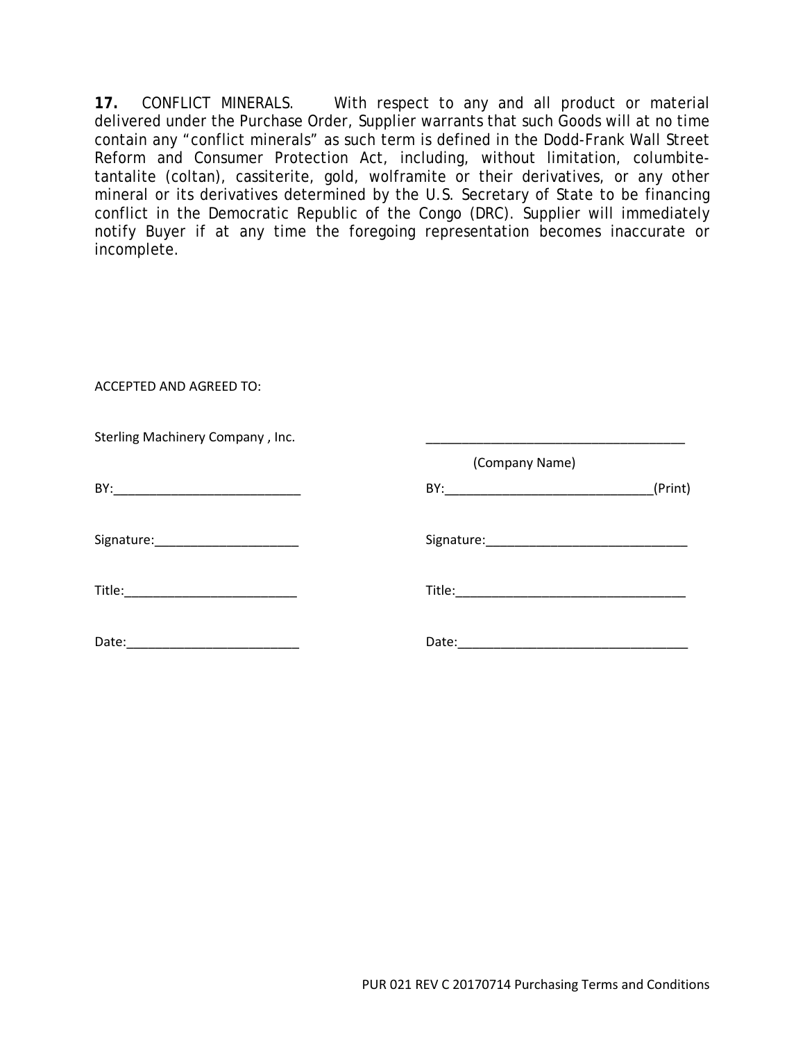**17.** CONFLICT MINERALS. With respect to any and all product or material delivered under the Purchase Order, Supplier warrants that such Goods will at no time contain any "conflict minerals" as such term is defined in the Dodd-Frank Wall Street Reform and Consumer Protection Act, including, without limitation, columbite-tantalite (coltan), cassiterite, gold, wolframite or their derivatives, or any other mineral or its derivatives determined by the U.S. Secretary of State to be financing conflict in the Democratic Republic of the Congo (DRC). Supplier will immediately notify Buyer if at any time the foregoing representation becomes inaccurate or incomplete.

ACCEPTED AND AGREED TO:

| | |
|---|---|
| Sterling Machinery Company , Inc. | _____________________________________ |
| | (Company Name) |
| BY:___________________________ | BY:______________________________(Print) |
| Signature:_____________________ | Signature:_____________________________ |
| Title:_________________________ | Title:_________________________________ |
| Date:_________________________ | Date:_________________________________ |

PUR 021 REV C 20170714 Purchasing Terms and Conditions